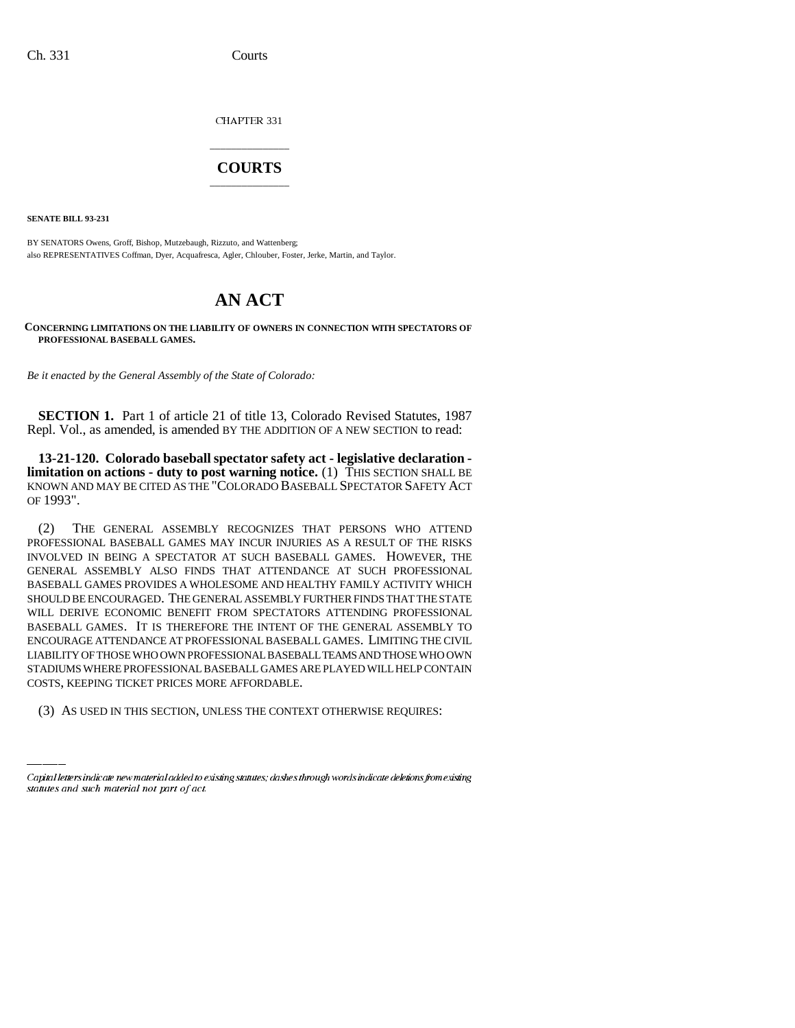CHAPTER 331

## COURTS

**SENATE BILL 93-231**

BY SENATORS Owens, Groff, Bishop, Mutzebaugh, Rizzuto, and Wattenberg;
also REPRESENTATIVES Coffman, Dyer, Acquafresca, Agler, Chlouber, Foster, Jerke, Martin, and Taylor.

# AN ACT

**CONCERNING LIMITATIONS ON THE LIABILITY OF OWNERS IN CONNECTION WITH SPECTATORS OF PROFESSIONAL BASEBALL GAMES.**

*Be it enacted by the General Assembly of the State of Colorado:*

**SECTION 1.** Part 1 of article 21 of title 13, Colorado Revised Statutes, 1987 Repl. Vol., as amended, is amended BY THE ADDITION OF A NEW SECTION to read:

**13-21-120. Colorado baseball spectator safety act - legislative declaration - limitation on actions - duty to post warning notice.** (1) THIS SECTION SHALL BE KNOWN AND MAY BE CITED AS THE "COLORADO BASEBALL SPECTATOR SAFETY ACT OF 1993".

(2) THE GENERAL ASSEMBLY RECOGNIZES THAT PERSONS WHO ATTEND PROFESSIONAL BASEBALL GAMES MAY INCUR INJURIES AS A RESULT OF THE RISKS INVOLVED IN BEING A SPECTATOR AT SUCH BASEBALL GAMES. HOWEVER, THE GENERAL ASSEMBLY ALSO FINDS THAT ATTENDANCE AT SUCH PROFESSIONAL BASEBALL GAMES PROVIDES A WHOLESOME AND HEALTHY FAMILY ACTIVITY WHICH SHOULD BE ENCOURAGED. THE GENERAL ASSEMBLY FURTHER FINDS THAT THE STATE WILL DERIVE ECONOMIC BENEFIT FROM SPECTATORS ATTENDING PROFESSIONAL BASEBALL GAMES. IT IS THEREFORE THE INTENT OF THE GENERAL ASSEMBLY TO ENCOURAGE ATTENDANCE AT PROFESSIONAL BASEBALL GAMES. LIMITING THE CIVIL LIABILITY OF THOSE WHO OWN PROFESSIONAL BASEBALL TEAMS AND THOSE WHO OWN STADIUMS WHERE PROFESSIONAL BASEBALL GAMES ARE PLAYED WILL HELP CONTAIN COSTS, KEEPING TICKET PRICES MORE AFFORDABLE.

(3) AS USED IN THIS SECTION, UNLESS THE CONTEXT OTHERWISE REQUIRES:

*Capital letters indicate new material added to existing statutes; dashes through words indicate deletions from existing statutes and such material not part of act.*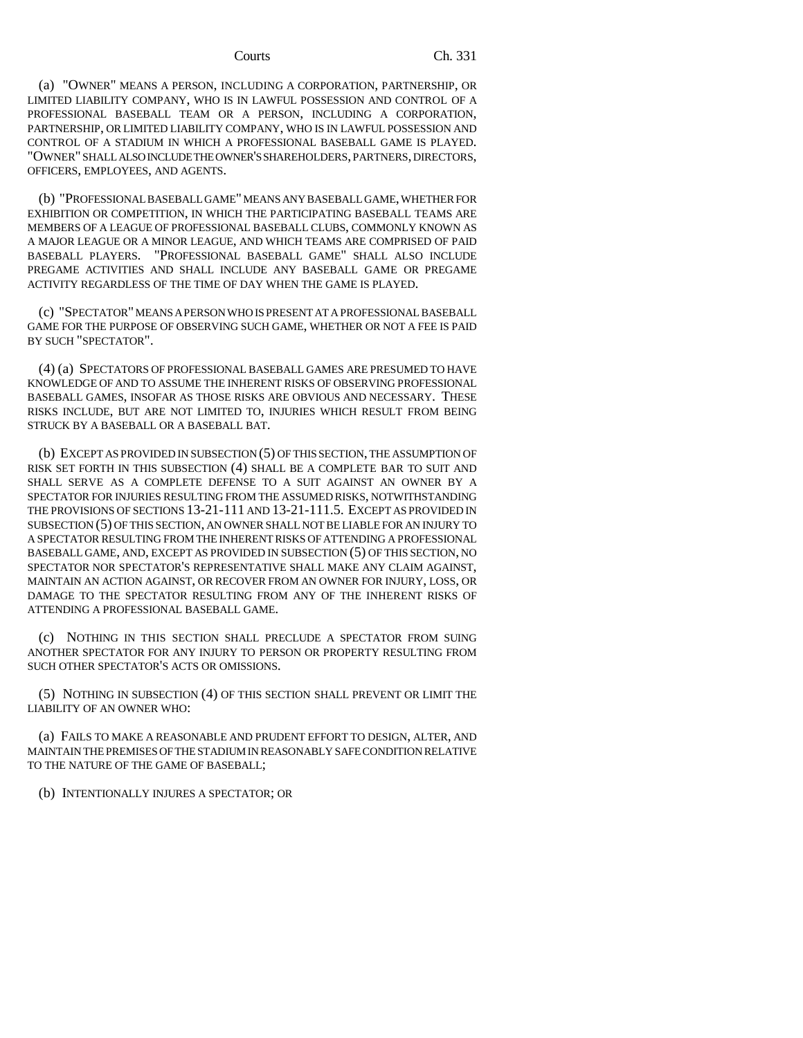(a) "OWNER" MEANS A PERSON, INCLUDING A CORPORATION, PARTNERSHIP, OR LIMITED LIABILITY COMPANY, WHO IS IN LAWFUL POSSESSION AND CONTROL OF A PROFESSIONAL BASEBALL TEAM OR A PERSON, INCLUDING A CORPORATION, PARTNERSHIP, OR LIMITED LIABILITY COMPANY, WHO IS IN LAWFUL POSSESSION AND CONTROL OF A STADIUM IN WHICH A PROFESSIONAL BASEBALL GAME IS PLAYED. "OWNER" SHALL ALSO INCLUDE THE OWNER'S SHAREHOLDERS, PARTNERS, DIRECTORS, OFFICERS, EMPLOYEES, AND AGENTS.

(b) "PROFESSIONAL BASEBALL GAME" MEANS ANY BASEBALL GAME, WHETHER FOR EXHIBITION OR COMPETITION, IN WHICH THE PARTICIPATING BASEBALL TEAMS ARE MEMBERS OF A LEAGUE OF PROFESSIONAL BASEBALL CLUBS, COMMONLY KNOWN AS A MAJOR LEAGUE OR A MINOR LEAGUE, AND WHICH TEAMS ARE COMPRISED OF PAID BASEBALL PLAYERS. "PROFESSIONAL BASEBALL GAME" SHALL ALSO INCLUDE PREGAME ACTIVITIES AND SHALL INCLUDE ANY BASEBALL GAME OR PREGAME ACTIVITY REGARDLESS OF THE TIME OF DAY WHEN THE GAME IS PLAYED.

(c) "SPECTATOR" MEANS A PERSON WHO IS PRESENT AT A PROFESSIONAL BASEBALL GAME FOR THE PURPOSE OF OBSERVING SUCH GAME, WHETHER OR NOT A FEE IS PAID BY SUCH "SPECTATOR".

(4) (a) SPECTATORS OF PROFESSIONAL BASEBALL GAMES ARE PRESUMED TO HAVE KNOWLEDGE OF AND TO ASSUME THE INHERENT RISKS OF OBSERVING PROFESSIONAL BASEBALL GAMES, INSOFAR AS THOSE RISKS ARE OBVIOUS AND NECESSARY. THESE RISKS INCLUDE, BUT ARE NOT LIMITED TO, INJURIES WHICH RESULT FROM BEING STRUCK BY A BASEBALL OR A BASEBALL BAT.

(b) EXCEPT AS PROVIDED IN SUBSECTION (5) OF THIS SECTION, THE ASSUMPTION OF RISK SET FORTH IN THIS SUBSECTION (4) SHALL BE A COMPLETE BAR TO SUIT AND SHALL SERVE AS A COMPLETE DEFENSE TO A SUIT AGAINST AN OWNER BY A SPECTATOR FOR INJURIES RESULTING FROM THE ASSUMED RISKS, NOTWITHSTANDING THE PROVISIONS OF SECTIONS 13-21-111 AND 13-21-111.5. EXCEPT AS PROVIDED IN SUBSECTION (5) OF THIS SECTION, AN OWNER SHALL NOT BE LIABLE FOR AN INJURY TO A SPECTATOR RESULTING FROM THE INHERENT RISKS OF ATTENDING A PROFESSIONAL BASEBALL GAME, AND, EXCEPT AS PROVIDED IN SUBSECTION (5) OF THIS SECTION, NO SPECTATOR NOR SPECTATOR'S REPRESENTATIVE SHALL MAKE ANY CLAIM AGAINST, MAINTAIN AN ACTION AGAINST, OR RECOVER FROM AN OWNER FOR INJURY, LOSS, OR DAMAGE TO THE SPECTATOR RESULTING FROM ANY OF THE INHERENT RISKS OF ATTENDING A PROFESSIONAL BASEBALL GAME.

(c) NOTHING IN THIS SECTION SHALL PRECLUDE A SPECTATOR FROM SUING ANOTHER SPECTATOR FOR ANY INJURY TO PERSON OR PROPERTY RESULTING FROM SUCH OTHER SPECTATOR'S ACTS OR OMISSIONS.

(5) NOTHING IN SUBSECTION (4) OF THIS SECTION SHALL PREVENT OR LIMIT THE LIABILITY OF AN OWNER WHO:

(a) FAILS TO MAKE A REASONABLE AND PRUDENT EFFORT TO DESIGN, ALTER, AND MAINTAIN THE PREMISES OF THE STADIUM IN REASONABLY SAFE CONDITION RELATIVE TO THE NATURE OF THE GAME OF BASEBALL;

(b) INTENTIONALLY INJURES A SPECTATOR; OR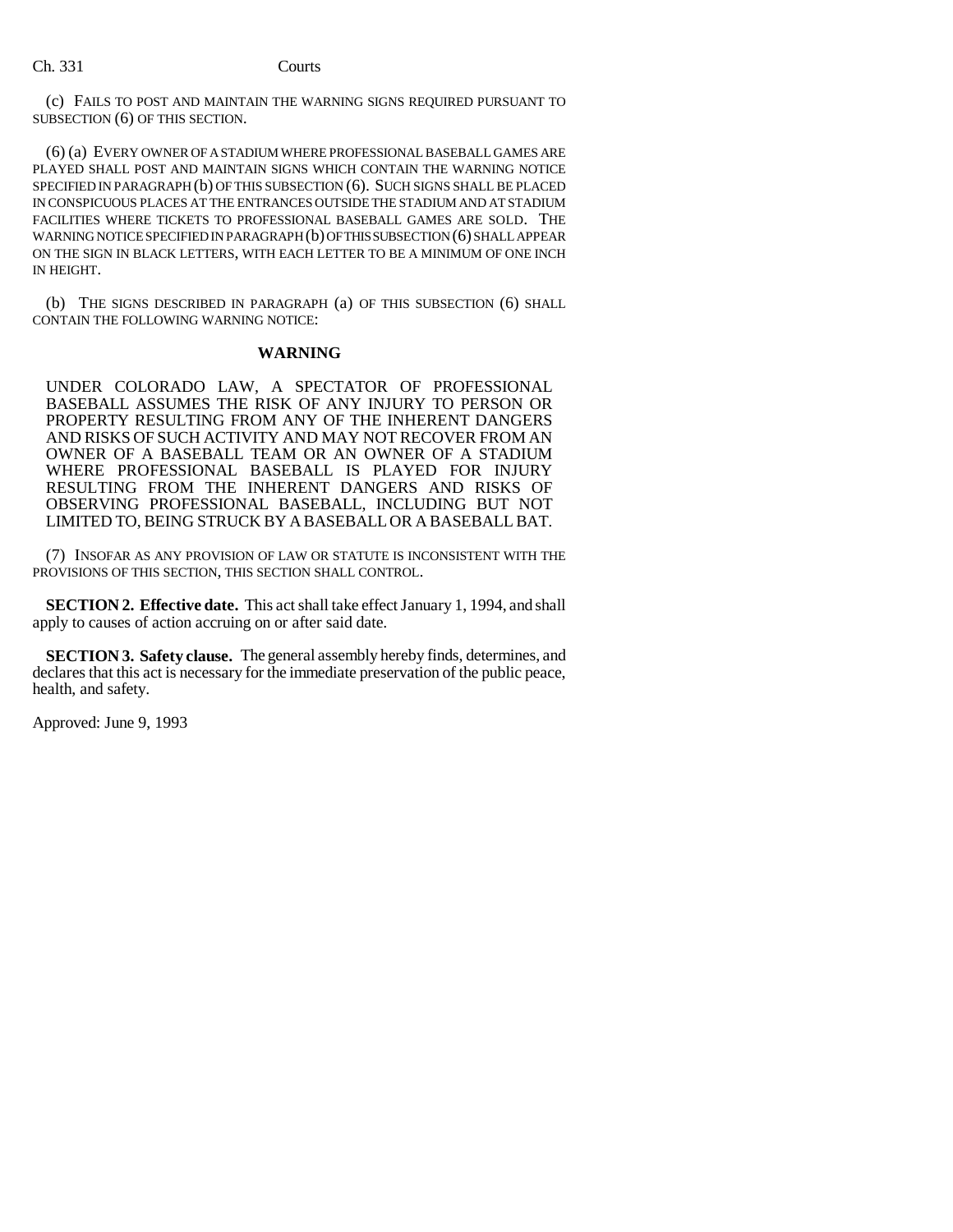(c) FAILS TO POST AND MAINTAIN THE WARNING SIGNS REQUIRED PURSUANT TO SUBSECTION (6) OF THIS SECTION.

(6) (a) EVERY OWNER OF A STADIUM WHERE PROFESSIONAL BASEBALL GAMES ARE PLAYED SHALL POST AND MAINTAIN SIGNS WHICH CONTAIN THE WARNING NOTICE SPECIFIED IN PARAGRAPH (b) OF THIS SUBSECTION (6). SUCH SIGNS SHALL BE PLACED IN CONSPICUOUS PLACES AT THE ENTRANCES OUTSIDE THE STADIUM AND AT STADIUM FACILITIES WHERE TICKETS TO PROFESSIONAL BASEBALL GAMES ARE SOLD. THE WARNING NOTICE SPECIFIED IN PARAGRAPH (b) OF THIS SUBSECTION (6) SHALL APPEAR ON THE SIGN IN BLACK LETTERS, WITH EACH LETTER TO BE A MINIMUM OF ONE INCH IN HEIGHT.

(b) THE SIGNS DESCRIBED IN PARAGRAPH (a) OF THIS SUBSECTION (6) SHALL CONTAIN THE FOLLOWING WARNING NOTICE:

**WARNING**

UNDER COLORADO LAW, A SPECTATOR OF PROFESSIONAL BASEBALL ASSUMES THE RISK OF ANY INJURY TO PERSON OR PROPERTY RESULTING FROM ANY OF THE INHERENT DANGERS AND RISKS OF SUCH ACTIVITY AND MAY NOT RECOVER FROM AN OWNER OF A BASEBALL TEAM OR AN OWNER OF A STADIUM WHERE PROFESSIONAL BASEBALL IS PLAYED FOR INJURY RESULTING FROM THE INHERENT DANGERS AND RISKS OF OBSERVING PROFESSIONAL BASEBALL, INCLUDING BUT NOT LIMITED TO, BEING STRUCK BY A BASEBALL OR A BASEBALL BAT.

(7) INSOFAR AS ANY PROVISION OF LAW OR STATUTE IS INCONSISTENT WITH THE PROVISIONS OF THIS SECTION, THIS SECTION SHALL CONTROL.

**SECTION 2. Effective date.** This act shall take effect January 1, 1994, and shall apply to causes of action accruing on or after said date.

**SECTION 3. Safety clause.** The general assembly hereby finds, determines, and declares that this act is necessary for the immediate preservation of the public peace, health, and safety.

Approved: June 9, 1993